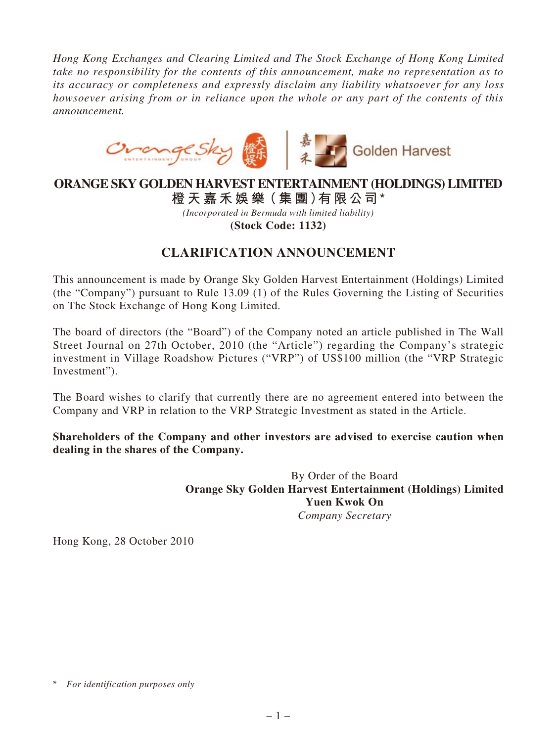*Hong Kong Exchanges and Clearing Limited and The Stock Exchange of Hong Kong Limited take no responsibility for the contents of this announcement, make no representation as to its accuracy or completeness and expressly disclaim any liability whatsoever for any loss howsoever arising from or in reliance upon the whole or any part of the contents of this announcement.*

# ORANGE SKY GOLDEN HARVEST ENTERTAINMENT (HOLDINGS) LIMITED

**橙天嘉禾娛樂（集團）有限公司***

*(Incorporated in Bermuda with limited liability)*

**(Stock Code: 1132)**

## CLARIFICATION ANNOUNCEMENT

This announcement is made by Orange Sky Golden Harvest Entertainment (Holdings) Limited (the "Company") pursuant to Rule 13.09 (1) of the Rules Governing the Listing of Securities on The Stock Exchange of Hong Kong Limited.

The board of directors (the "Board") of the Company noted an article published in The Wall Street Journal on 27th October, 2010 (the "Article") regarding the Company's strategic investment in Village Roadshow Pictures ("VRP") of US$100 million (the "VRP Strategic Investment").

The Board wishes to clarify that currently there are no agreement entered into between the Company and VRP in relation to the VRP Strategic Investment as stated in the Article.

**Shareholders of the Company and other investors are advised to exercise caution when dealing in the shares of the Company.**

By Order of the Board
**Orange Sky Golden Harvest Entertainment (Holdings) Limited**
**Yuen Kwok On**
*Company Secretary*

Hong Kong, 28 October 2010

\* *For identification purposes only*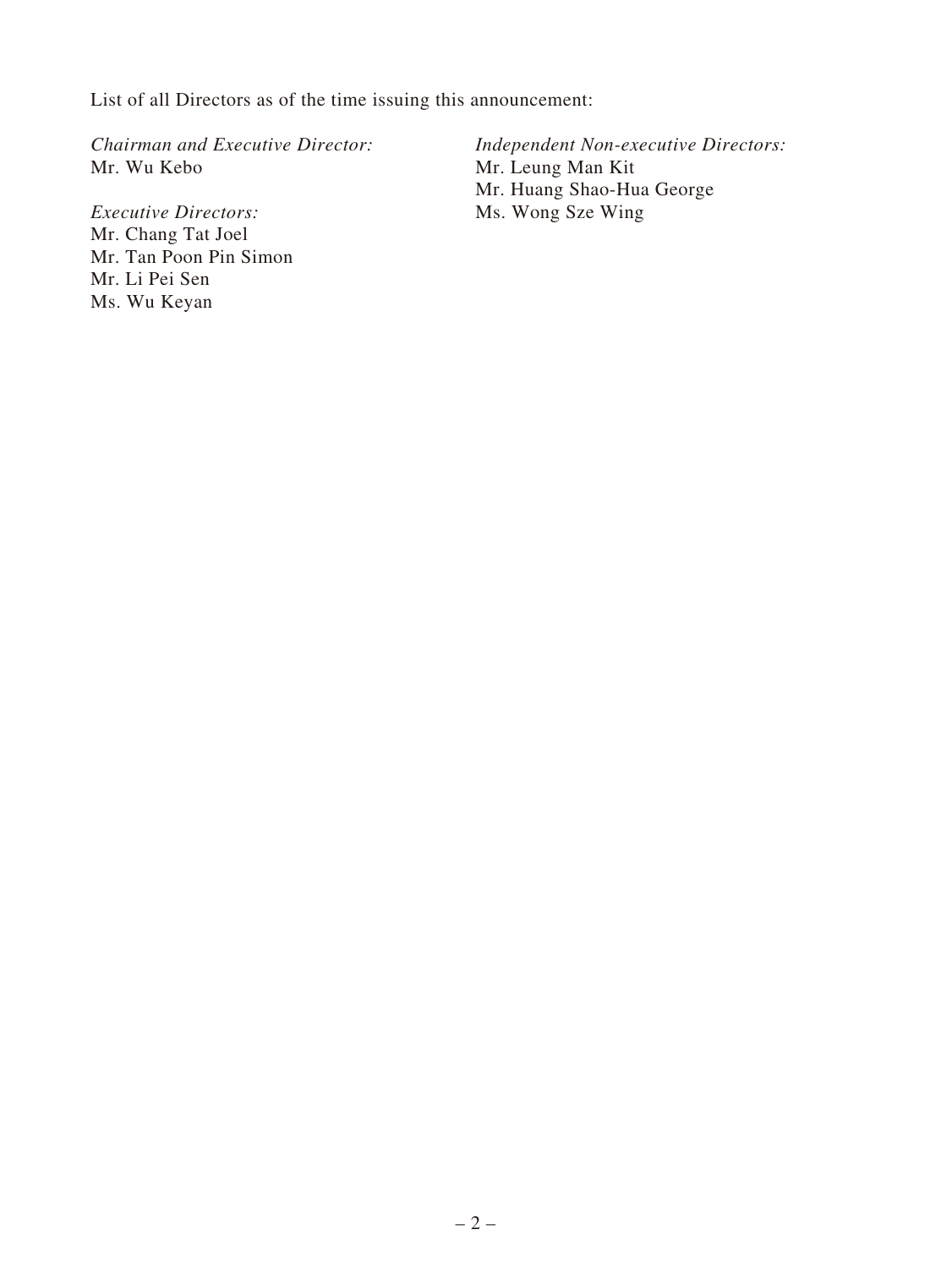List of all Directors as of the time issuing this announcement:

*Chairman and Executive Director:*
Mr. Wu Kebo

*Executive Directors:*
Mr. Chang Tat Joel
Mr. Tan Poon Pin Simon
Mr. Li Pei Sen
Ms. Wu Keyan

*Independent Non-executive Directors:*
Mr. Leung Man Kit
Mr. Huang Shao-Hua George
Ms. Wong Sze Wing